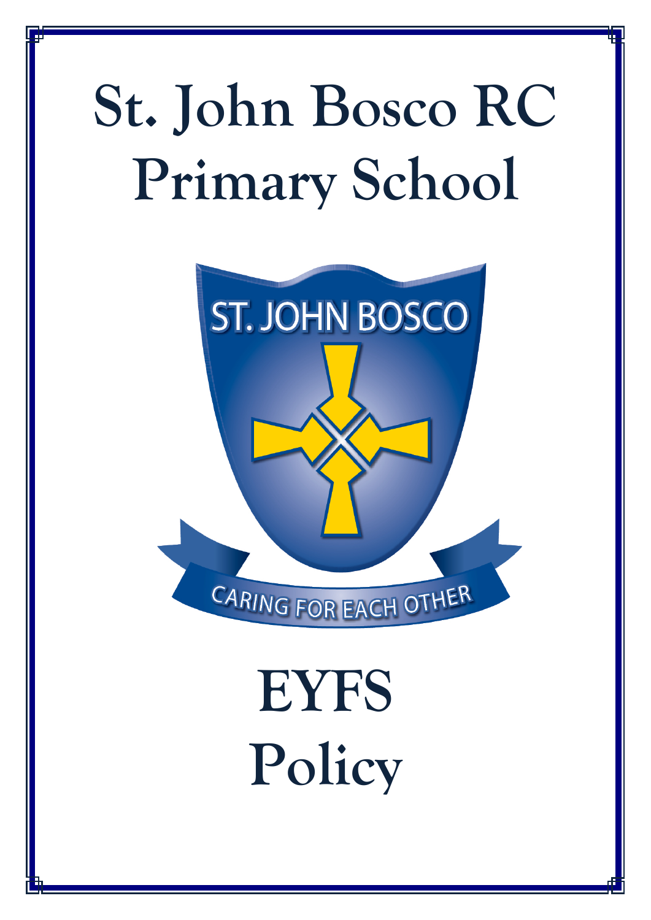# St. John Bosco RC Primary School

ST. JOHN BOSCO

CARING FOR EACH OTHER

# EYFS Policy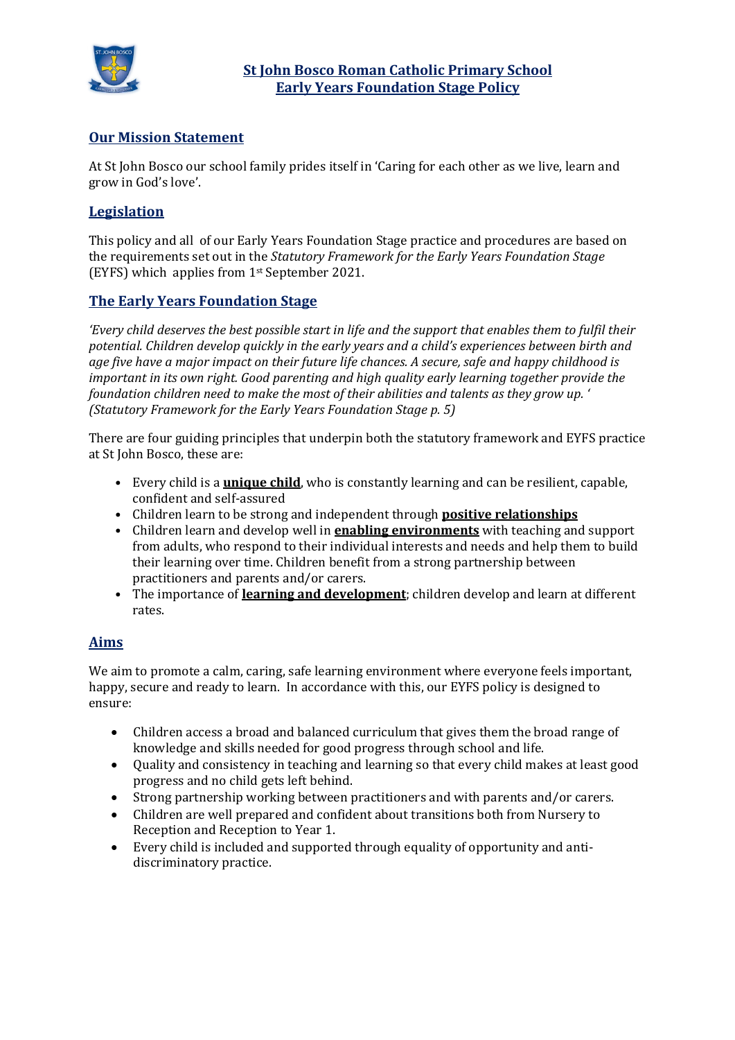# St John Bosco Roman Catholic Primary School
# Early Years Foundation Stage Policy

## Our Mission Statement

At St John Bosco our school family prides itself in 'Caring for each other as we live, learn and grow in God's love'.

## Legislation

This policy and all of our Early Years Foundation Stage practice and procedures are based on the requirements set out in the *Statutory Framework for the Early Years Foundation Stage* (EYFS) which applies from 1st September 2021.

## The Early Years Foundation Stage

*'Every child deserves the best possible start in life and the support that enables them to fulfil their potential. Children develop quickly in the early years and a child's experiences between birth and age five have a major impact on their future life chances. A secure, safe and happy childhood is important in its own right. Good parenting and high quality early learning together provide the foundation children need to make the most of their abilities and talents as they grow up. ' (Statutory Framework for the Early Years Foundation Stage p. 5)*

There are four guiding principles that underpin both the statutory framework and EYFS practice at St John Bosco, these are:

- Every child is a **unique child**, who is constantly learning and can be resilient, capable, confident and self-assured
- Children learn to be strong and independent through **positive relationships**
- Children learn and develop well in **enabling environments** with teaching and support from adults, who respond to their individual interests and needs and help them to build their learning over time. Children benefit from a strong partnership between practitioners and parents and/or carers.
- The importance of **learning and development**; children develop and learn at different rates.

## Aims

We aim to promote a calm, caring, safe learning environment where everyone feels important, happy, secure and ready to learn. In accordance with this, our EYFS policy is designed to ensure:

- Children access a broad and balanced curriculum that gives them the broad range of knowledge and skills needed for good progress through school and life.
- Quality and consistency in teaching and learning so that every child makes at least good progress and no child gets left behind.
- Strong partnership working between practitioners and with parents and/or carers.
- Children are well prepared and confident about transitions both from Nursery to Reception and Reception to Year 1.
- Every child is included and supported through equality of opportunity and anti-discriminatory practice.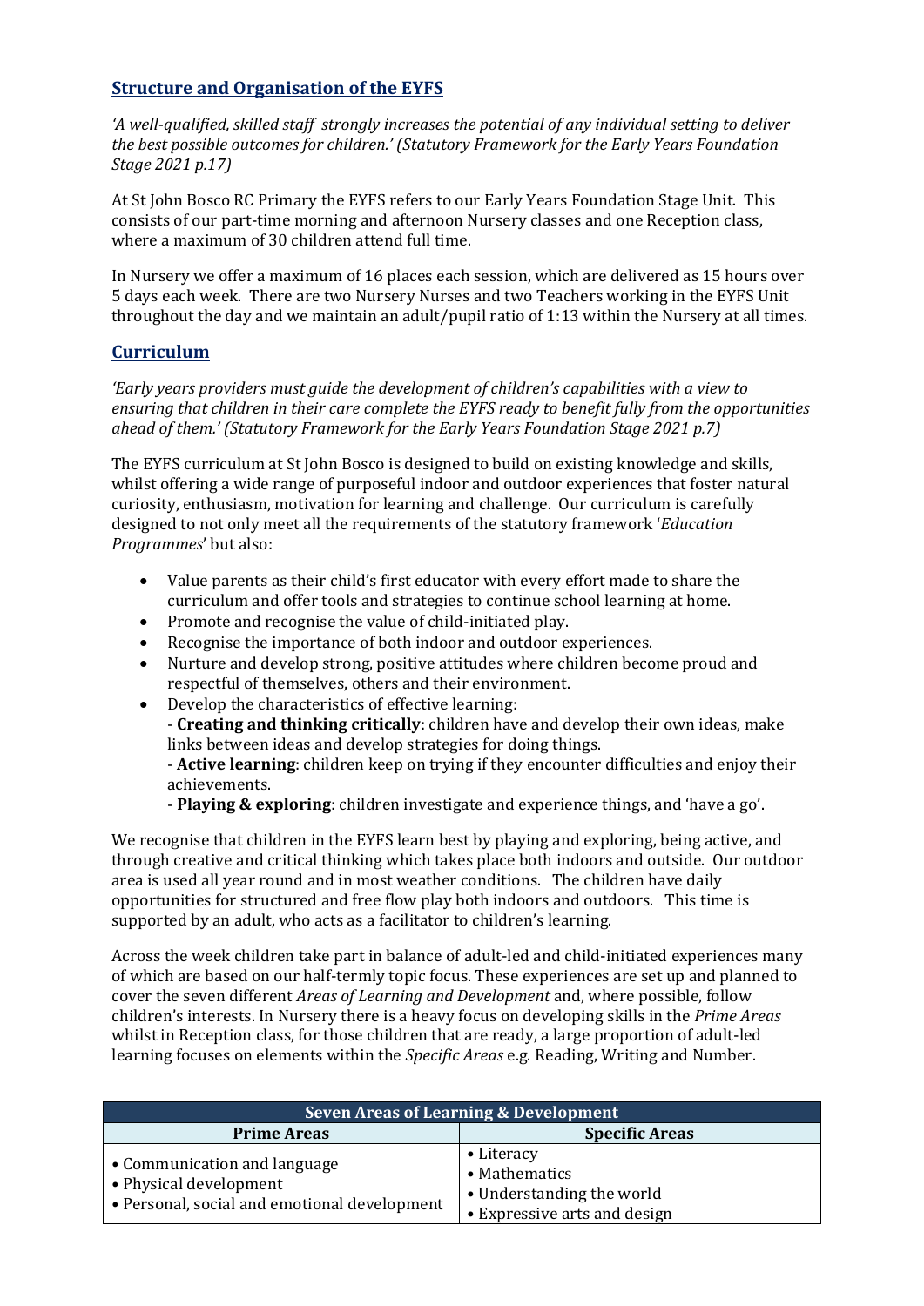## Structure and Organisation of the EYFS

*'A well-qualified, skilled staff strongly increases the potential of any individual setting to deliver the best possible outcomes for children.' (Statutory Framework for the Early Years Foundation Stage 2021 p.17)*

At St John Bosco RC Primary the EYFS refers to our Early Years Foundation Stage Unit. This consists of our part-time morning and afternoon Nursery classes and one Reception class, where a maximum of 30 children attend full time.

In Nursery we offer a maximum of 16 places each session, which are delivered as 15 hours over 5 days each week. There are two Nursery Nurses and two Teachers working in the EYFS Unit throughout the day and we maintain an adult/pupil ratio of 1:13 within the Nursery at all times.

## Curriculum

*'Early years providers must guide the development of children's capabilities with a view to ensuring that children in their care complete the EYFS ready to benefit fully from the opportunities ahead of them.' (Statutory Framework for the Early Years Foundation Stage 2021 p.7)*

The EYFS curriculum at St John Bosco is designed to build on existing knowledge and skills, whilst offering a wide range of purposeful indoor and outdoor experiences that foster natural curiosity, enthusiasm, motivation for learning and challenge. Our curriculum is carefully designed to not only meet all the requirements of the statutory framework '*Education Programmes*' but also:

- Value parents as their child's first educator with every effort made to share the curriculum and offer tools and strategies to continue school learning at home.
- Promote and recognise the value of child-initiated play.
- Recognise the importance of both indoor and outdoor experiences.
- Nurture and develop strong, positive attitudes where children become proud and respectful of themselves, others and their environment.
- Develop the characteristics of effective learning:
  - **Creating and thinking critically**: children have and develop their own ideas, make links between ideas and develop strategies for doing things.
  - **Active learning**: children keep on trying if they encounter difficulties and enjoy their achievements.
  - **Playing & exploring**: children investigate and experience things, and 'have a go'.

We recognise that children in the EYFS learn best by playing and exploring, being active, and through creative and critical thinking which takes place both indoors and outside. Our outdoor area is used all year round and in most weather conditions. The children have daily opportunities for structured and free flow play both indoors and outdoors. This time is supported by an adult, who acts as a facilitator to children's learning.

Across the week children take part in balance of adult-led and child-initiated experiences many of which are based on our half-termly topic focus. These experiences are set up and planned to cover the seven different *Areas of Learning and Development* and, where possible, follow children's interests. In Nursery there is a heavy focus on developing skills in the *Prime Areas* whilst in Reception class, for those children that are ready, a large proportion of adult-led learning focuses on elements within the *Specific Areas* e.g. Reading, Writing and Number.

| Seven Areas of Learning & Development | |
|---|---|
| **Prime Areas** | **Specific Areas** |
| • Communication and language<br>• Physical development<br>• Personal, social and emotional development | • Literacy<br>• Mathematics<br>• Understanding the world<br>• Expressive arts and design |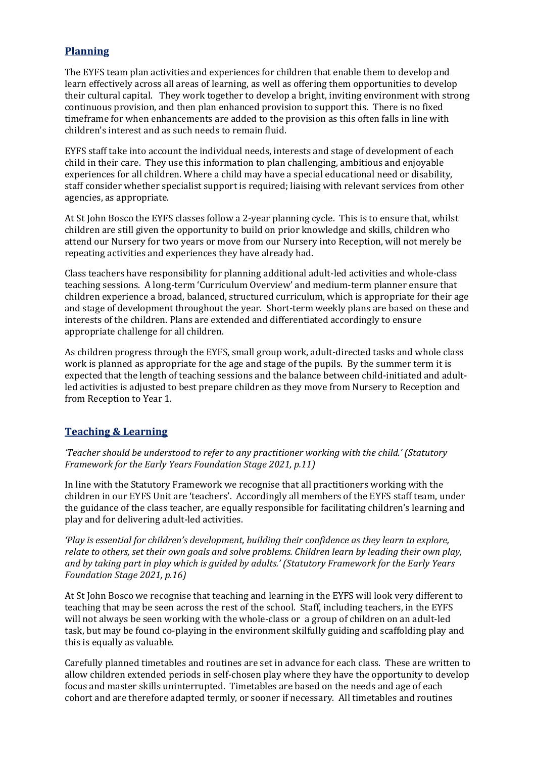## Planning

The EYFS team plan activities and experiences for children that enable them to develop and learn effectively across all areas of learning, as well as offering them opportunities to develop their cultural capital. They work together to develop a bright, inviting environment with strong continuous provision, and then plan enhanced provision to support this. There is no fixed timeframe for when enhancements are added to the provision as this often falls in line with children's interest and as such needs to remain fluid.

EYFS staff take into account the individual needs, interests and stage of development of each child in their care. They use this information to plan challenging, ambitious and enjoyable experiences for all children. Where a child may have a special educational need or disability, staff consider whether specialist support is required; liaising with relevant services from other agencies, as appropriate.

At St John Bosco the EYFS classes follow a 2-year planning cycle. This is to ensure that, whilst children are still given the opportunity to build on prior knowledge and skills, children who attend our Nursery for two years or move from our Nursery into Reception, will not merely be repeating activities and experiences they have already had.

Class teachers have responsibility for planning additional adult-led activities and whole-class teaching sessions. A long-term 'Curriculum Overview' and medium-term planner ensure that children experience a broad, balanced, structured curriculum, which is appropriate for their age and stage of development throughout the year. Short-term weekly plans are based on these and interests of the children. Plans are extended and differentiated accordingly to ensure appropriate challenge for all children.

As children progress through the EYFS, small group work, adult-directed tasks and whole class work is planned as appropriate for the age and stage of the pupils. By the summer term it is expected that the length of teaching sessions and the balance between child-initiated and adult-led activities is adjusted to best prepare children as they move from Nursery to Reception and from Reception to Year 1.

## Teaching & Learning

*'Teacher should be understood to refer to any practitioner working with the child.' (Statutory Framework for the Early Years Foundation Stage 2021, p.11)*

In line with the Statutory Framework we recognise that all practitioners working with the children in our EYFS Unit are 'teachers'. Accordingly all members of the EYFS staff team, under the guidance of the class teacher, are equally responsible for facilitating children's learning and play and for delivering adult-led activities.

*'Play is essential for children's development, building their confidence as they learn to explore, relate to others, set their own goals and solve problems. Children learn by leading their own play, and by taking part in play which is guided by adults.' (Statutory Framework for the Early Years Foundation Stage 2021, p.16)*

At St John Bosco we recognise that teaching and learning in the EYFS will look very different to teaching that may be seen across the rest of the school. Staff, including teachers, in the EYFS will not always be seen working with the whole-class or a group of children on an adult-led task, but may be found co-playing in the environment skilfully guiding and scaffolding play and this is equally as valuable.

Carefully planned timetables and routines are set in advance for each class. These are written to allow children extended periods in self-chosen play where they have the opportunity to develop focus and master skills uninterrupted. Timetables are based on the needs and age of each cohort and are therefore adapted termly, or sooner if necessary. All timetables and routines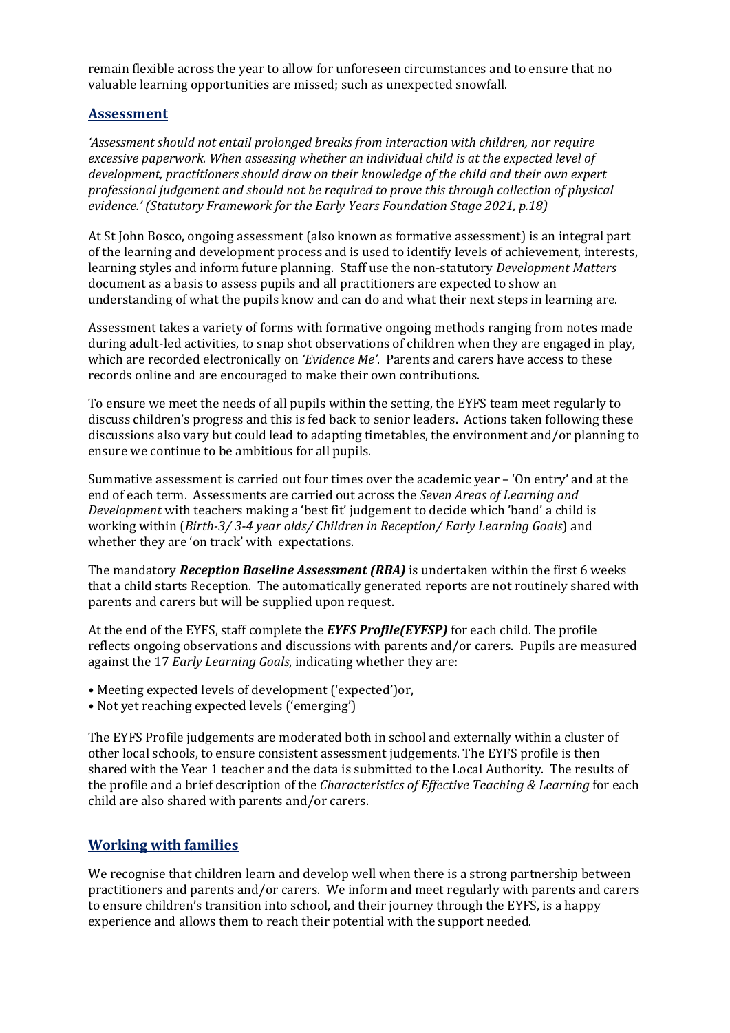remain flexible across the year to allow for unforeseen circumstances and to ensure that no valuable learning opportunities are missed; such as unexpected snowfall.

## Assessment

*'Assessment should not entail prolonged breaks from interaction with children, nor require excessive paperwork. When assessing whether an individual child is at the expected level of development, practitioners should draw on their knowledge of the child and their own expert professional judgement and should not be required to prove this through collection of physical evidence.' (Statutory Framework for the Early Years Foundation Stage 2021, p.18)*

At St John Bosco, ongoing assessment (also known as formative assessment) is an integral part of the learning and development process and is used to identify levels of achievement, interests, learning styles and inform future planning. Staff use the non-statutory *Development Matters* document as a basis to assess pupils and all practitioners are expected to show an understanding of what the pupils know and can do and what their next steps in learning are.

Assessment takes a variety of forms with formative ongoing methods ranging from notes made during adult-led activities, to snap shot observations of children when they are engaged in play, which are recorded electronically on *'Evidence Me'*. Parents and carers have access to these records online and are encouraged to make their own contributions.

To ensure we meet the needs of all pupils within the setting, the EYFS team meet regularly to discuss children's progress and this is fed back to senior leaders. Actions taken following these discussions also vary but could lead to adapting timetables, the environment and/or planning to ensure we continue to be ambitious for all pupils.

Summative assessment is carried out four times over the academic year – 'On entry' and at the end of each term. Assessments are carried out across the *Seven Areas of Learning and Development* with teachers making a 'best fit' judgement to decide which 'band' a child is working within (*Birth-3/ 3-4 year olds/ Children in Reception/ Early Learning Goals*) and whether they are 'on track' with expectations.

The mandatory ***Reception Baseline Assessment (RBA)*** is undertaken within the first 6 weeks that a child starts Reception. The automatically generated reports are not routinely shared with parents and carers but will be supplied upon request.

At the end of the EYFS, staff complete the ***EYFS Profile(EYFSP)*** for each child. The profile reflects ongoing observations and discussions with parents and/or carers. Pupils are measured against the 17 *Early Learning Goals*, indicating whether they are:

- Meeting expected levels of development ('expected')or,
- Not yet reaching expected levels ('emerging')

The EYFS Profile judgements are moderated both in school and externally within a cluster of other local schools, to ensure consistent assessment judgements. The EYFS profile is then shared with the Year 1 teacher and the data is submitted to the Local Authority. The results of the profile and a brief description of the *Characteristics of Effective Teaching & Learning* for each child are also shared with parents and/or carers.

## Working with families

We recognise that children learn and develop well when there is a strong partnership between practitioners and parents and/or carers. We inform and meet regularly with parents and carers to ensure children's transition into school, and their journey through the EYFS, is a happy experience and allows them to reach their potential with the support needed.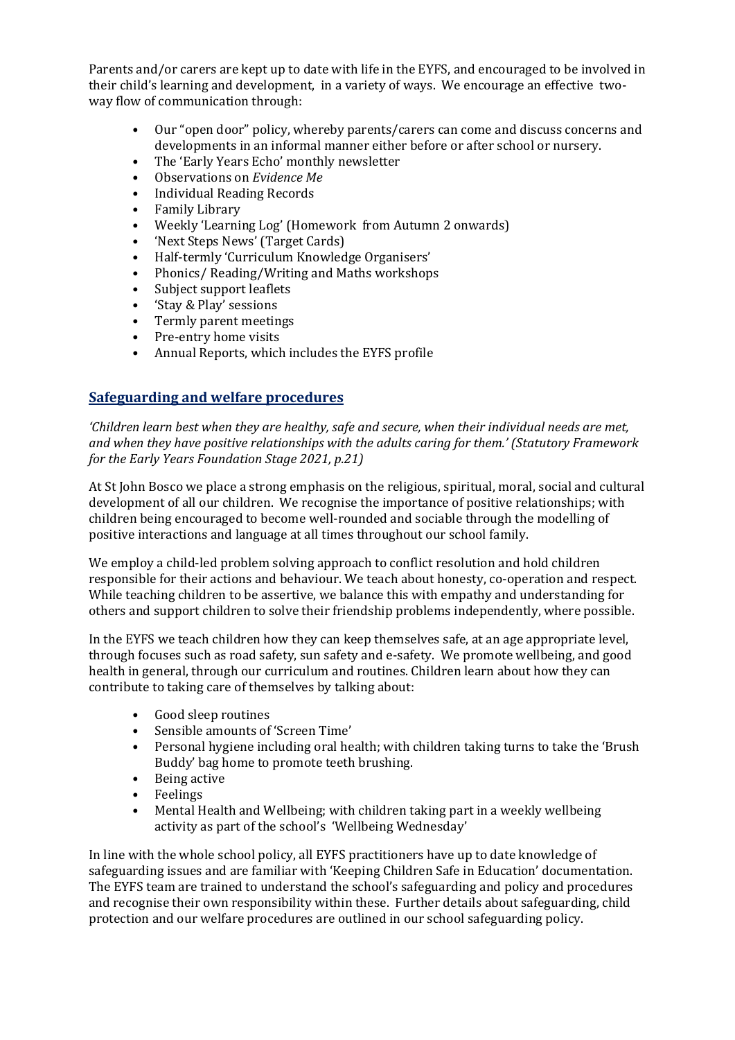Parents and/or carers are kept up to date with life in the EYFS, and encouraged to be involved in their child's learning and development, in a variety of ways. We encourage an effective two-way flow of communication through:

- Our "open door" policy, whereby parents/carers can come and discuss concerns and developments in an informal manner either before or after school or nursery.
- The 'Early Years Echo' monthly newsletter
- Observations on *Evidence Me*
- Individual Reading Records
- Family Library
- Weekly 'Learning Log' (Homework from Autumn 2 onwards)
- 'Next Steps News' (Target Cards)
- Half-termly 'Curriculum Knowledge Organisers'
- Phonics/ Reading/Writing and Maths workshops
- Subject support leaflets
- 'Stay & Play' sessions
- Termly parent meetings
- Pre-entry home visits
- Annual Reports, which includes the EYFS profile

## Safeguarding and welfare procedures

*'Children learn best when they are healthy, safe and secure, when their individual needs are met, and when they have positive relationships with the adults caring for them.' (Statutory Framework for the Early Years Foundation Stage 2021, p.21)*

At St John Bosco we place a strong emphasis on the religious, spiritual, moral, social and cultural development of all our children. We recognise the importance of positive relationships; with children being encouraged to become well-rounded and sociable through the modelling of positive interactions and language at all times throughout our school family.

We employ a child-led problem solving approach to conflict resolution and hold children responsible for their actions and behaviour. We teach about honesty, co-operation and respect. While teaching children to be assertive, we balance this with empathy and understanding for others and support children to solve their friendship problems independently, where possible.

In the EYFS we teach children how they can keep themselves safe, at an age appropriate level, through focuses such as road safety, sun safety and e-safety. We promote wellbeing, and good health in general, through our curriculum and routines. Children learn about how they can contribute to taking care of themselves by talking about:

- Good sleep routines
- Sensible amounts of 'Screen Time'
- Personal hygiene including oral health; with children taking turns to take the 'Brush Buddy' bag home to promote teeth brushing.
- Being active
- Feelings
- Mental Health and Wellbeing; with children taking part in a weekly wellbeing activity as part of the school's 'Wellbeing Wednesday'

In line with the whole school policy, all EYFS practitioners have up to date knowledge of safeguarding issues and are familiar with 'Keeping Children Safe in Education' documentation. The EYFS team are trained to understand the school's safeguarding and policy and procedures and recognise their own responsibility within these. Further details about safeguarding, child protection and our welfare procedures are outlined in our school safeguarding policy.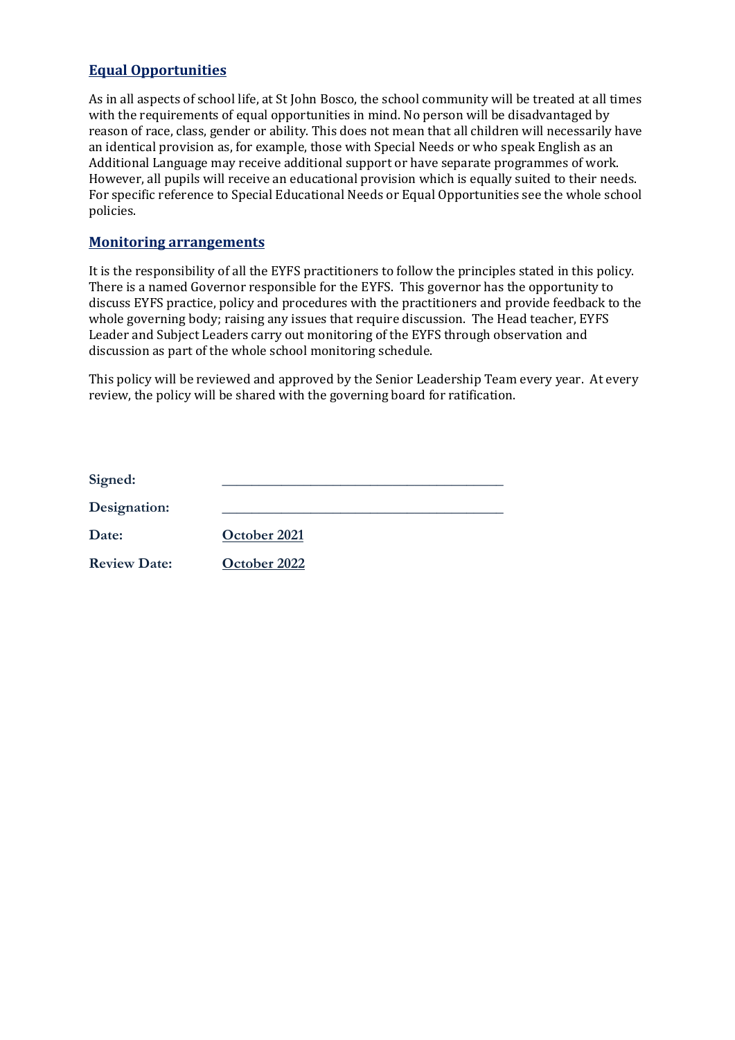## Equal Opportunities

As in all aspects of school life, at St John Bosco, the school community will be treated at all times with the requirements of equal opportunities in mind. No person will be disadvantaged by reason of race, class, gender or ability. This does not mean that all children will necessarily have an identical provision as, for example, those with Special Needs or who speak English as an Additional Language may receive additional support or have separate programmes of work. However, all pupils will receive an educational provision which is equally suited to their needs. For specific reference to Special Educational Needs or Equal Opportunities see the whole school policies.

## Monitoring arrangements

It is the responsibility of all the EYFS practitioners to follow the principles stated in this policy. There is a named Governor responsible for the EYFS. This governor has the opportunity to discuss EYFS practice, policy and procedures with the practitioners and provide feedback to the whole governing body; raising any issues that require discussion. The Head teacher, EYFS Leader and Subject Leaders carry out monitoring of the EYFS through observation and discussion as part of the whole school monitoring schedule.

This policy will be reviewed and approved by the Senior Leadership Team every year. At every review, the policy will be shared with the governing board for ratification.

| | |
|---|---|
| **Signed:** | ____________________________________ |
| **Designation:** | ____________________________________ |
| **Date:** | **October 2021** |
| **Review Date:** | **October 2022** |